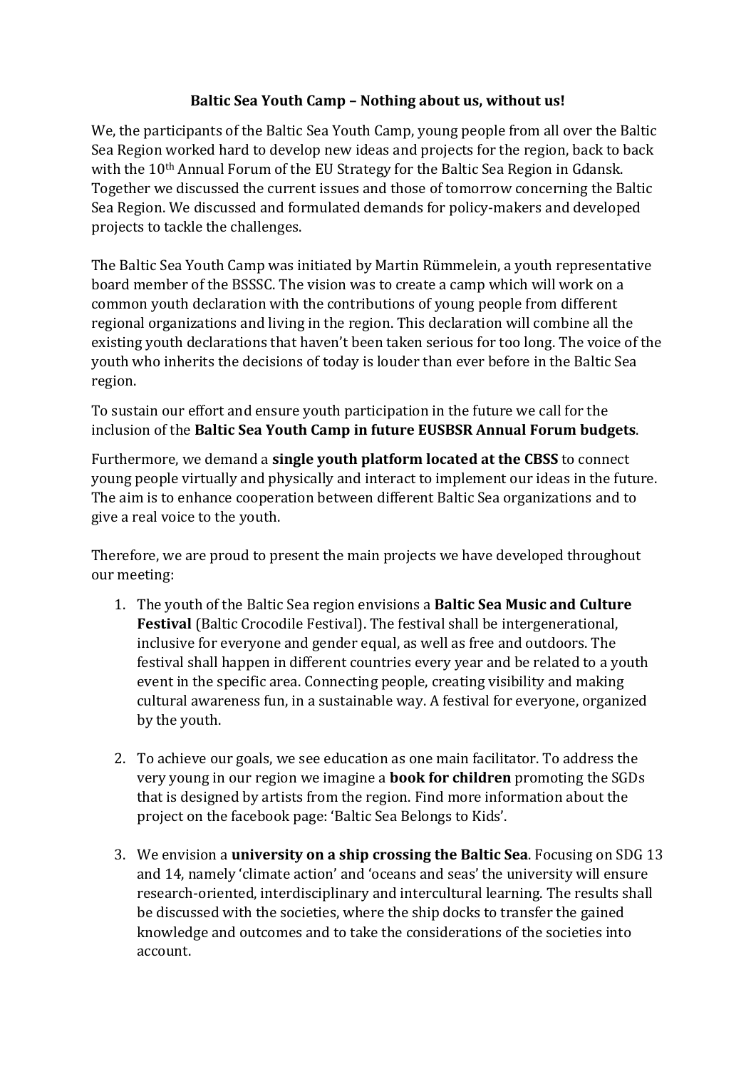# Baltic Sea Youth Camp – Nothing about us, without us!

We, the participants of the Baltic Sea Youth Camp, young people from all over the Baltic Sea Region worked hard to develop new ideas and projects for the region, back to back with the 10th Annual Forum of the EU Strategy for the Baltic Sea Region in Gdansk. Together we discussed the current issues and those of tomorrow concerning the Baltic Sea Region. We discussed and formulated demands for policy-makers and developed projects to tackle the challenges.

The Baltic Sea Youth Camp was initiated by Martin Rümmelein, a youth representative board member of the BSSSC. The vision was to create a camp which will work on a common youth declaration with the contributions of young people from different regional organizations and living in the region. This declaration will combine all the existing youth declarations that haven't been taken serious for too long. The voice of the youth who inherits the decisions of today is louder than ever before in the Baltic Sea region.

To sustain our effort and ensure youth participation in the future we call for the inclusion of the **Baltic Sea Youth Camp in future EUSBSR Annual Forum budgets**.

Furthermore, we demand a **single youth platform located at the CBSS** to connect young people virtually and physically and interact to implement our ideas in the future. The aim is to enhance cooperation between different Baltic Sea organizations and to give a real voice to the youth.

Therefore, we are proud to present the main projects we have developed throughout our meeting:

1. The youth of the Baltic Sea region envisions a **Baltic Sea Music and Culture Festival** (Baltic Crocodile Festival). The festival shall be intergenerational, inclusive for everyone and gender equal, as well as free and outdoors. The festival shall happen in different countries every year and be related to a youth event in the specific area. Connecting people, creating visibility and making cultural awareness fun, in a sustainable way. A festival for everyone, organized by the youth.

2. To achieve our goals, we see education as one main facilitator. To address the very young in our region we imagine a **book for children** promoting the SGDs that is designed by artists from the region. Find more information about the project on the facebook page: 'Baltic Sea Belongs to Kids'.

3. We envision a **university on a ship crossing the Baltic Sea**. Focusing on SDG 13 and 14, namely 'climate action' and 'oceans and seas' the university will ensure research-oriented, interdisciplinary and intercultural learning. The results shall be discussed with the societies, where the ship docks to transfer the gained knowledge and outcomes and to take the considerations of the societies into account.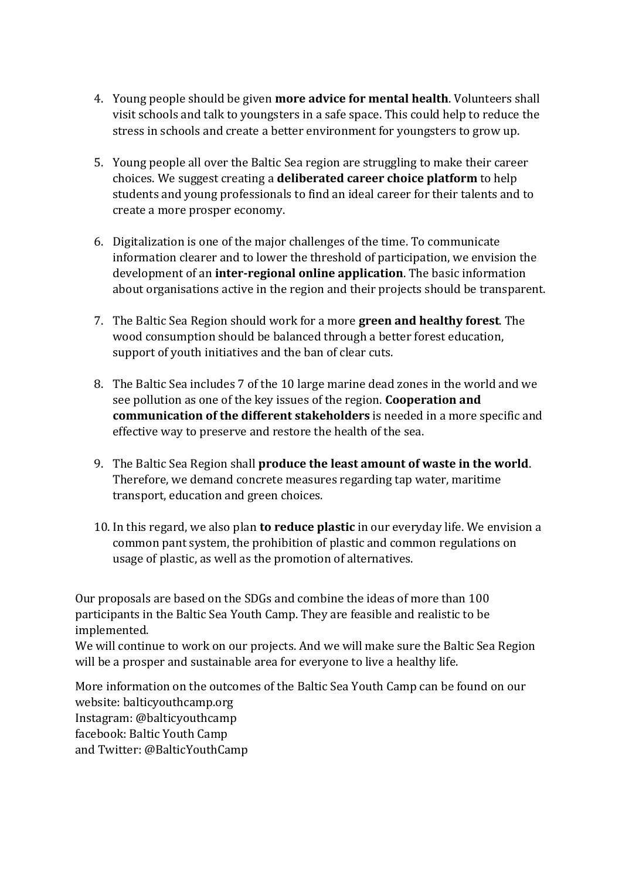4. Young people should be given **more advice for mental health**. Volunteers shall visit schools and talk to youngsters in a safe space. This could help to reduce the stress in schools and create a better environment for youngsters to grow up.

5. Young people all over the Baltic Sea region are struggling to make their career choices. We suggest creating a **deliberated career choice platform** to help students and young professionals to find an ideal career for their talents and to create a more prosper economy.

6. Digitalization is one of the major challenges of the time. To communicate information clearer and to lower the threshold of participation, we envision the development of an **inter-regional online application**. The basic information about organisations active in the region and their projects should be transparent.

7. The Baltic Sea Region should work for a more **green and healthy forest**. The wood consumption should be balanced through a better forest education, support of youth initiatives and the ban of clear cuts.

8. The Baltic Sea includes 7 of the 10 large marine dead zones in the world and we see pollution as one of the key issues of the region. **Cooperation and communication of the different stakeholders** is needed in a more specific and effective way to preserve and restore the health of the sea.

9. The Baltic Sea Region shall **produce the least amount of waste in the world**. Therefore, we demand concrete measures regarding tap water, maritime transport, education and green choices.

10. In this regard, we also plan **to reduce plastic** in our everyday life. We envision a common pant system, the prohibition of plastic and common regulations on usage of plastic, as well as the promotion of alternatives.

Our proposals are based on the SDGs and combine the ideas of more than 100 participants in the Baltic Sea Youth Camp. They are feasible and realistic to be implemented.
We will continue to work on our projects. And we will make sure the Baltic Sea Region will be a prosper and sustainable area for everyone to live a healthy life.

More information on the outcomes of the Baltic Sea Youth Camp can be found on our website: balticyouthcamp.org
Instagram: @balticyouthcamp
facebook: Baltic Youth Camp
and Twitter: @BalticYouthCamp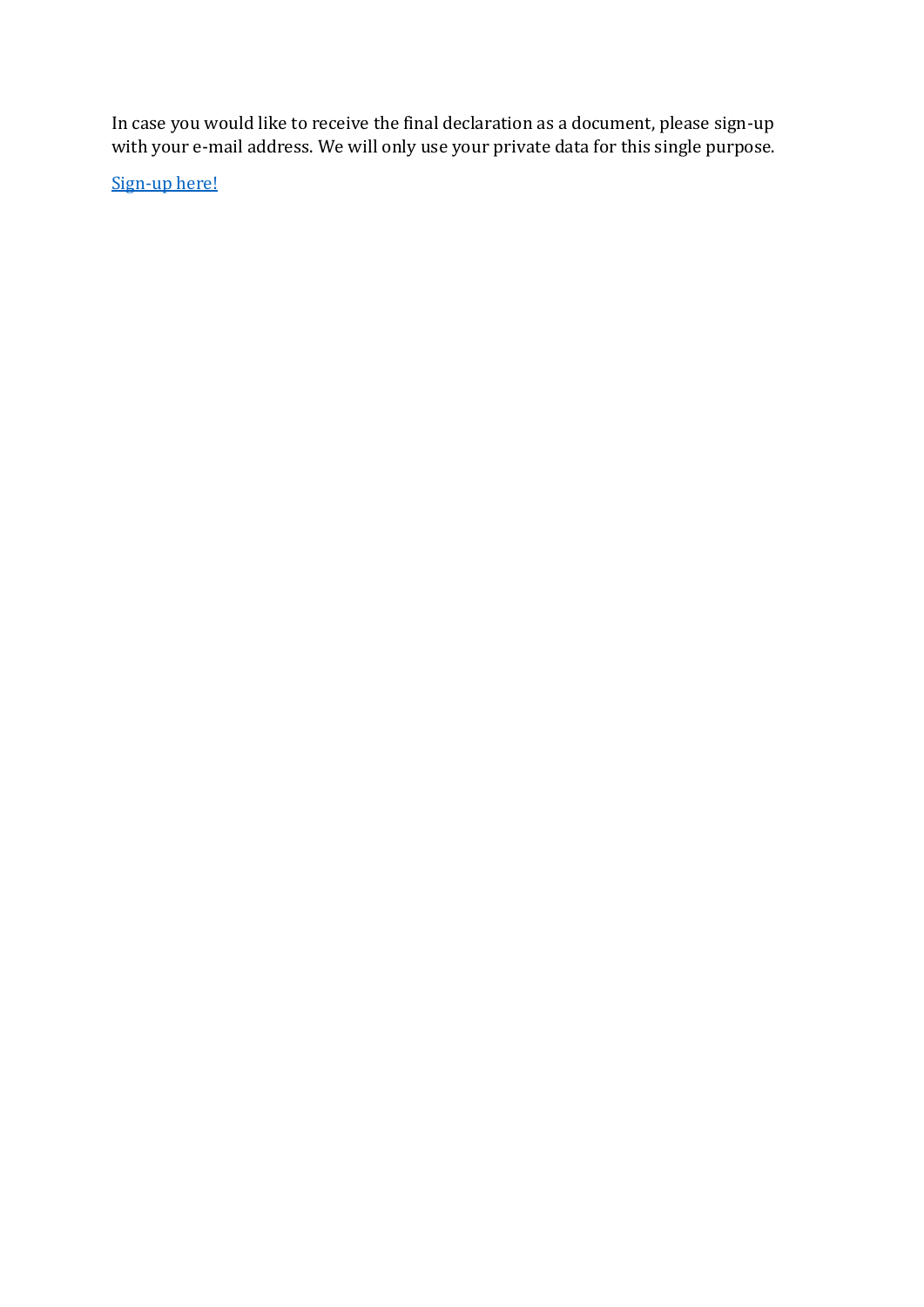In case you would like to receive the final declaration as a document, please sign-up with your e-mail address. We will only use your private data for this single purpose.

Sign-up here!